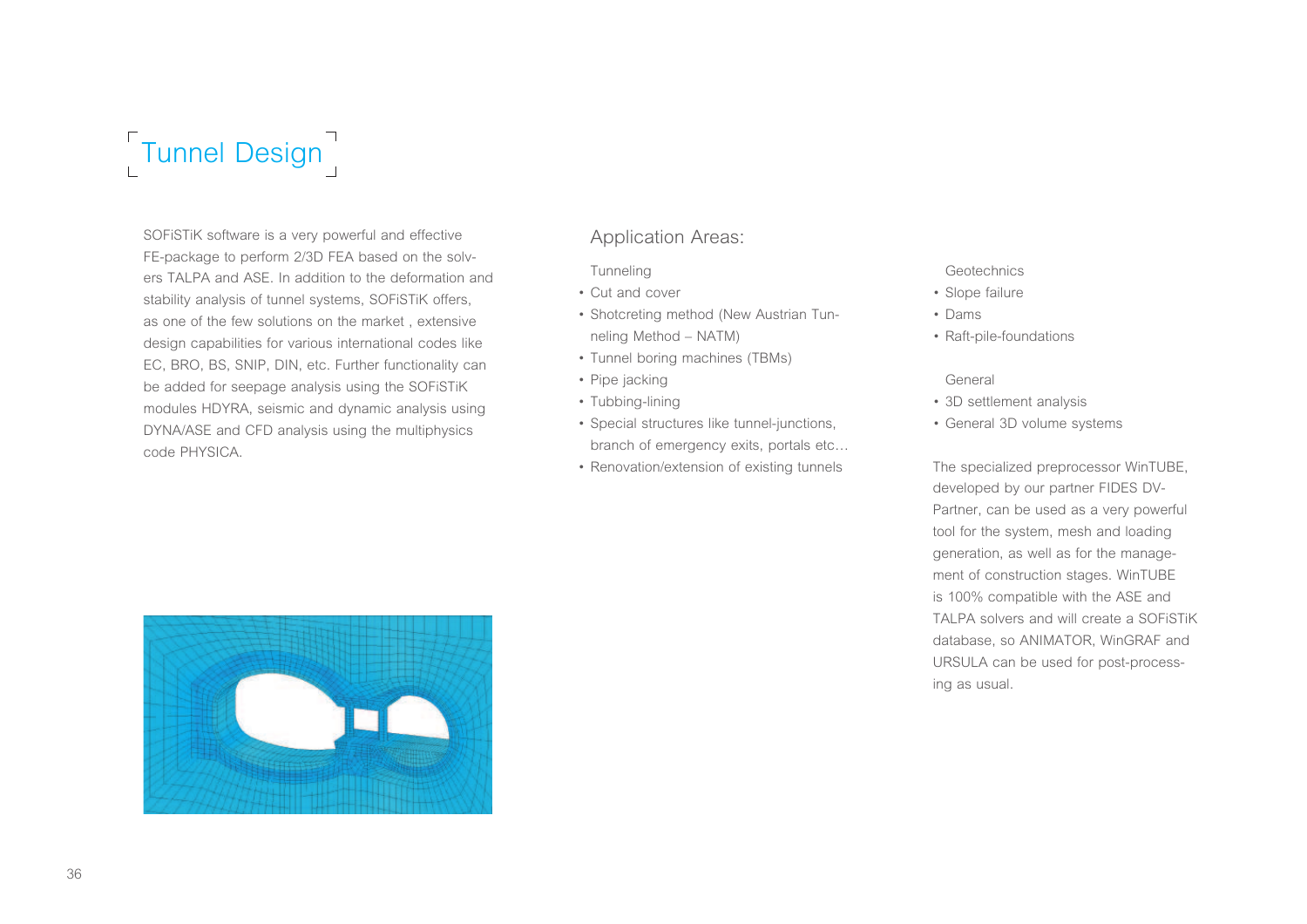# Tunnel Design

SOFiSTiK software is a very powerful and effective FE-package to perform 2/3D FEA based on the solvers TALPA and ASE. In addition to the deformation and stability analysis of tunnel systems, SOFiSTiK offers, as one of the few solutions on the market , extensive design capabilities for various international codes like EC, BRO, BS, SNIP, DIN, etc. Further functionality can be added for seepage analysis using the SOFiSTiK modules HDYRA, seismic and dynamic analysis using DYNA/ASE and CFD analysis using the multiphysics code PHYSICA.

## Application Areas:

Tunneling

- Cut and cover
- Shotcreting method (New Austrian Tunneling Method – NATM)
- Tunnel boring machines (TBMs)
- Pipe jacking
- Tubbing-lining
- Special structures like tunnel-junctions, branch of emergency exits, portals etc…
- Renovation/extension of existing tunnels

Geotechnics

- Slope failure
- Dams
- Raft-pile-foundations

General

- 3D settlement analysis
- General 3D volume systems

The specialized preprocessor WinTUBE, developed by our partner FIDES DV-Partner, can be used as a very powerful tool for the system, mesh and loading generation, as well as for the management of construction stages. WinTUBE is 100% compatible with the ASE and TALPA solvers and will create a SOFiSTiK database, so ANIMATOR, WinGRAF and URSULA can be used for post-processing as usual.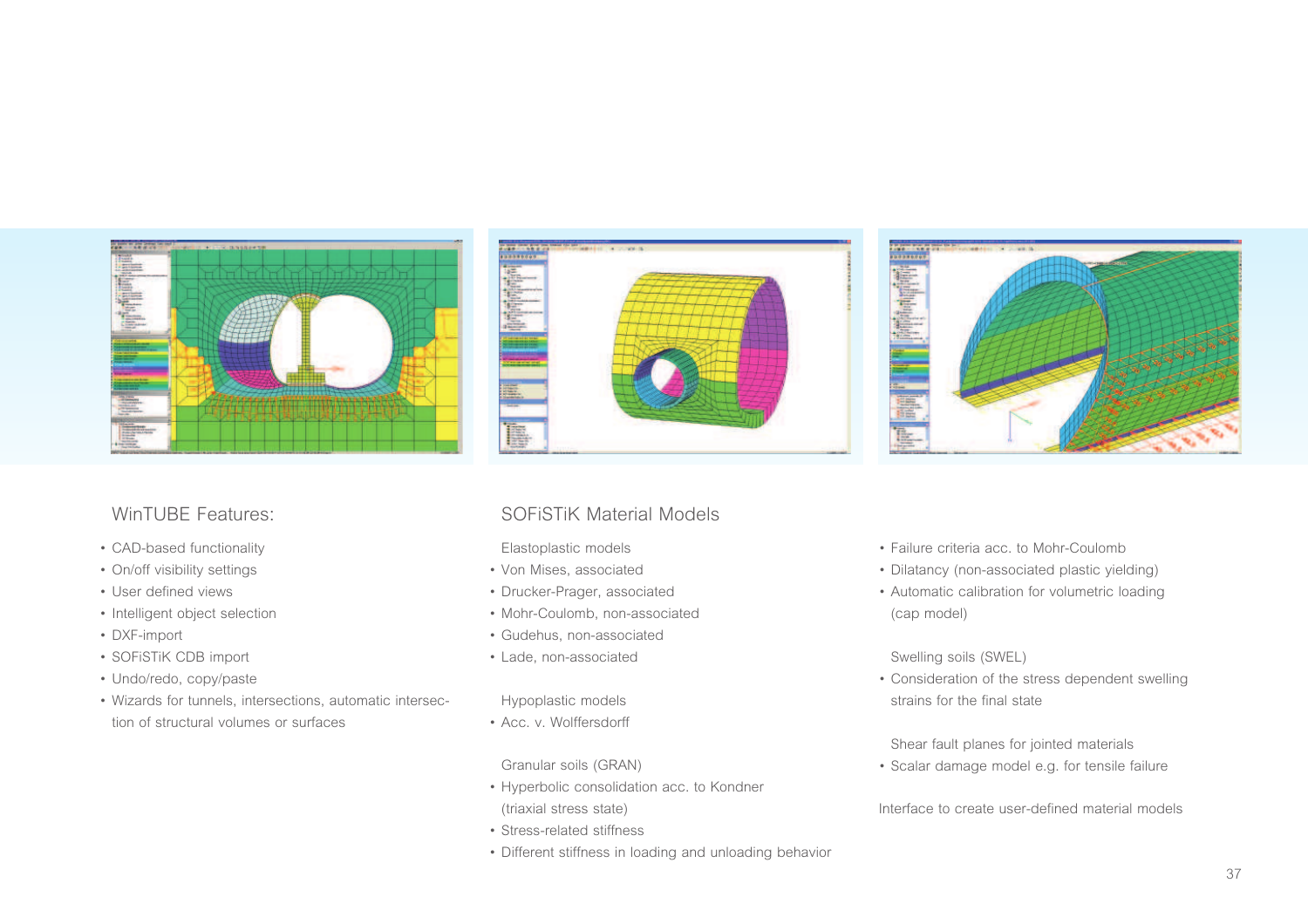## WinTUBE Features:

- CAD-based functionality
- On/off visibility settings
- User defined views
- Intelligent object selection
- DXF-import
- SOFiSTiK CDB import
- Undo/redo, copy/paste
- Wizards for tunnels, intersections, automatic intersection of structural volumes or surfaces

## SOFiSTiK Material Models

Elastoplastic models

- Von Mises, associated
- Drucker-Prager, associated
- Mohr-Coulomb, non-associated
- Gudehus, non-associated
- Lade, non-associated

Hypoplastic models

- Acc. v. Wolffersdorff

Granular soils (GRAN)

- Hyperbolic consolidation acc. to Kondner (triaxial stress state)
- Stress-related stiffness
- Different stiffness in loading and unloading behavior
- Failure criteria acc. to Mohr-Coulomb
- Dilatancy (non-associated plastic yielding)
- Automatic calibration for volumetric loading (cap model)

Swelling soils (SWEL)

- Consideration of the stress dependent swelling strains for the final state

Shear fault planes for jointed materials

- Scalar damage model e.g. for tensile failure

Interface to create user-defined material models